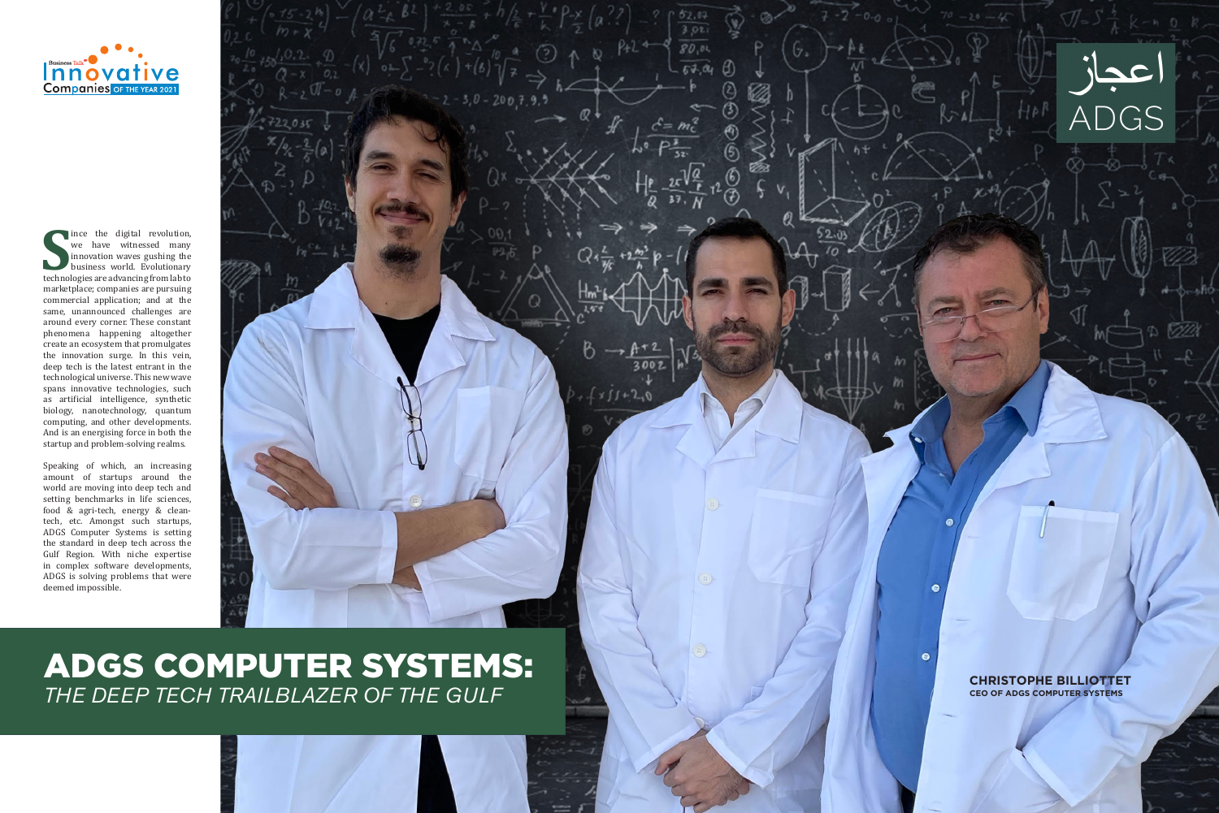# ADGS COMPUTER SYSTEMS:

## *THE DEEP TECH TRAILBLAZER OF THE GULF*

Since the digital revolution, we have witnessed many innovation waves gushing the business world. Evolutionary technologies are advancing from lab to marketplace; companies are pursuing commercial application; and at the same, unannounced challenges are around every corner. These constant phenomena happening altogether create an ecosystem that promulgates the innovation surge. In this vein, deep tech is the latest entrant in the technological universe. This new wave spans innovative technologies, such as artificial intelligence, synthetic biology, nanotechnology, quantum computing, and other developments. And is an energising force in both the startup and problem-solving realms.

Speaking of which, an increasing amount of startups around the world are moving into deep tech and setting benchmarks in life sciences, food & agri-tech, energy & clean-tech, etc. Amongst such startups, ADGS Computer Systems is setting the standard in deep tech across the Gulf Region. With niche expertise in complex software developments, ADGS is solving problems that were deemed impossible.

**CHRISTOPHE BILLIOTTET**
**CEO OF ADGS COMPUTER SYSTEMS**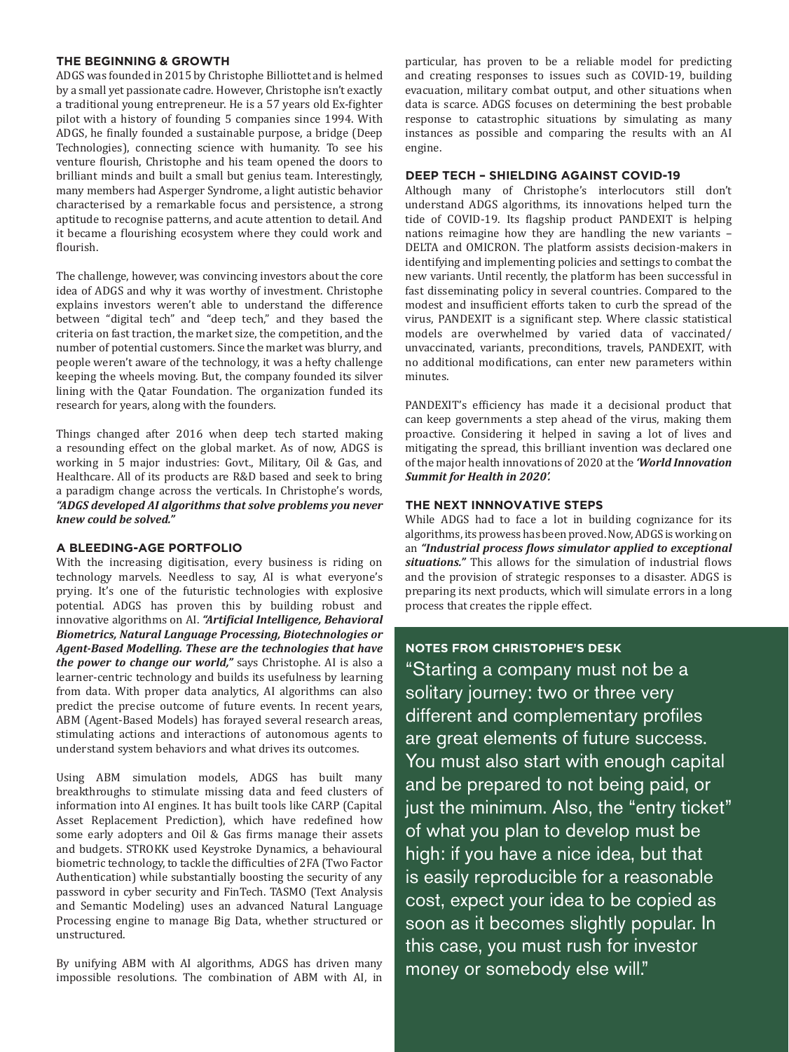## THE BEGINNING & GROWTH

ADGS was founded in 2015 by Christophe Billiottet and is helmed by a small yet passionate cadre. However, Christophe isn't exactly a traditional young entrepreneur. He is a 57 years old Ex-fighter pilot with a history of founding 5 companies since 1994. With ADGS, he finally founded a sustainable purpose, a bridge (Deep Technologies), connecting science with humanity. To see his venture flourish, Christophe and his team opened the doors to brilliant minds and built a small but genius team. Interestingly, many members had Asperger Syndrome, a light autistic behavior characterised by a remarkable focus and persistence, a strong aptitude to recognise patterns, and acute attention to detail. And it became a flourishing ecosystem where they could work and flourish.

The challenge, however, was convincing investors about the core idea of ADGS and why it was worthy of investment. Christophe explains investors weren't able to understand the difference between "digital tech" and "deep tech," and they based the criteria on fast traction, the market size, the competition, and the number of potential customers. Since the market was blurry, and people weren't aware of the technology, it was a hefty challenge keeping the wheels moving. But, the company founded its silver lining with the Qatar Foundation. The organization funded its research for years, along with the founders.

Things changed after 2016 when deep tech started making a resounding effect on the global market. As of now, ADGS is working in 5 major industries: Govt., Military, Oil & Gas, and Healthcare. All of its products are R&D based and seek to bring a paradigm change across the verticals. In Christophe's words, ***"ADGS developed AI algorithms that solve problems you never knew could be solved."***

## A BLEEDING-AGE PORTFOLIO

With the increasing digitisation, every business is riding on technology marvels. Needless to say, AI is what everyone's prying. It's one of the futuristic technologies with explosive potential. ADGS has proven this by building robust and innovative algorithms on AI. ***"Artificial Intelligence, Behavioral Biometrics, Natural Language Processing, Biotechnologies or Agent-Based Modelling. These are the technologies that have the power to change our world,"*** says Christophe. AI is also a learner-centric technology and builds its usefulness by learning from data. With proper data analytics, AI algorithms can also predict the precise outcome of future events. In recent years, ABM (Agent-Based Models) has forayed several research areas, stimulating actions and interactions of autonomous agents to understand system behaviors and what drives its outcomes.

Using ABM simulation models, ADGS has built many breakthroughs to stimulate missing data and feed clusters of information into AI engines. It has built tools like CARP (Capital Asset Replacement Prediction), which have redefined how some early adopters and Oil & Gas firms manage their assets and budgets. STROKK used Keystroke Dynamics, a behavioural biometric technology, to tackle the difficulties of 2FA (Two Factor Authentication) while substantially boosting the security of any password in cyber security and FinTech. TASMO (Text Analysis and Semantic Modeling) uses an advanced Natural Language Processing engine to manage Big Data, whether structured or unstructured.

By unifying ABM with AI algorithms, ADGS has driven many impossible resolutions. The combination of ABM with AI, in particular, has proven to be a reliable model for predicting and creating responses to issues such as COVID-19, building evacuation, military combat output, and other situations when data is scarce. ADGS focuses on determining the best probable response to catastrophic situations by simulating as many instances as possible and comparing the results with an AI engine.

## DEEP TECH – SHIELDING AGAINST COVID-19

Although many of Christophe's interlocutors still don't understand ADGS algorithms, its innovations helped turn the tide of COVID-19. Its flagship product PANDEXIT is helping nations reimagine how they are handling the new variants – DELTA and OMICRON. The platform assists decision-makers in identifying and implementing policies and settings to combat the new variants. Until recently, the platform has been successful in fast disseminating policy in several countries. Compared to the modest and insufficient efforts taken to curb the spread of the virus, PANDEXIT is a significant step. Where classic statistical models are overwhelmed by varied data of vaccinated/unvaccinated, variants, preconditions, travels, PANDEXIT, with no additional modifications, can enter new parameters within minutes.

PANDEXIT's efficiency has made it a decisional product that can keep governments a step ahead of the virus, making them proactive. Considering it helped in saving a lot of lives and mitigating the spread, this brilliant invention was declared one of the major health innovations of 2020 at the ***'World Innovation Summit for Health in 2020'.***

## THE NEXT INNNOVATIVE STEPS

While ADGS had to face a lot in building cognizance for its algorithms, its prowess has been proved. Now, ADGS is working on an ***"Industrial process flows simulator applied to exceptional situations."*** This allows for the simulation of industrial flows and the provision of strategic responses to a disaster. ADGS is preparing its next products, which will simulate errors in a long process that creates the ripple effect.

## NOTES FROM CHRISTOPHE'S DESK

"Starting a company must not be a solitary journey: two or three very different and complementary profiles are great elements of future success. You must also start with enough capital and be prepared to not being paid, or just the minimum. Also, the "entry ticket" of what you plan to develop must be high: if you have a nice idea, but that is easily reproducible for a reasonable cost, expect your idea to be copied as soon as it becomes slightly popular. In this case, you must rush for investor money or somebody else will."